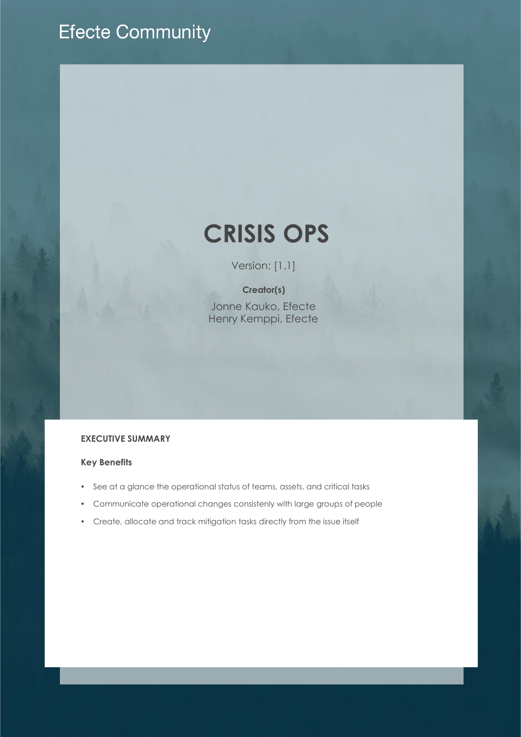Efecte Community

# CRISIS OPS

Version: [1.1]

**Creator(s)**

Jonne Kauko, Efecte
Henry Kemppi, Efecte

## EXECUTIVE SUMMARY

### Key Benefits

- See at a glance the operational status of teams, assets, and critical tasks
- Communicate operational changes consistenly with large groups of people
- Create, allocate and track mitigation tasks directly from the issue itself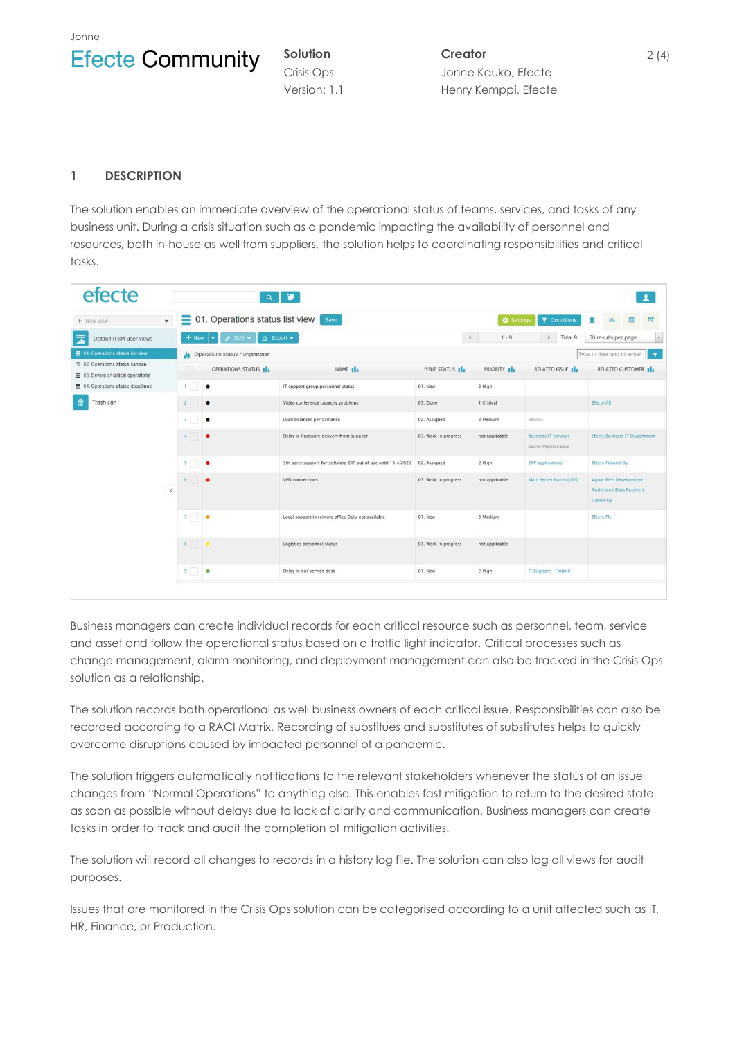# 1 DESCRIPTION

The solution enables an immediate overview of the operational status of teams, services, and tasks of any business unit. During a crisis situation such as a pandemic impacting the availability of personnel and resources, both in-house as well from suppliers, the solution helps to coordinating responsibilities and critical tasks.

Business managers can create individual records for each critical resource such as personnel, team, service and asset and follow the operational status based on a traffic light indicator. Critical processes such as change management, alarm monitoring, and deployment management can also be tracked in the Crisis Ops solution as a relationship.

The solution records both operational as well business owners of each critical issue. Responsibilities can also be recorded according to a RACI Matrix. Recording of substitues and substitutes of substitutes helps to quickly overcome disruptions caused by impacted personnel of a pandemic.

The solution triggers automatically notifications to the relevant stakeholders whenever the status of an issue changes from "Normal Operations" to anything else. This enables fast mitigation to return to the desired state as soon as possible without delays due to lack of clarity and communication. Business managers can create tasks in order to track and audit the completion of mitigation activities.

The solution will record all changes to records in a history log file. The solution can also log all views for audit purposes.

Issues that are monitored in the Crisis Ops solution can be categorised according to a unit affected such as IT, HR, Finance, or Production.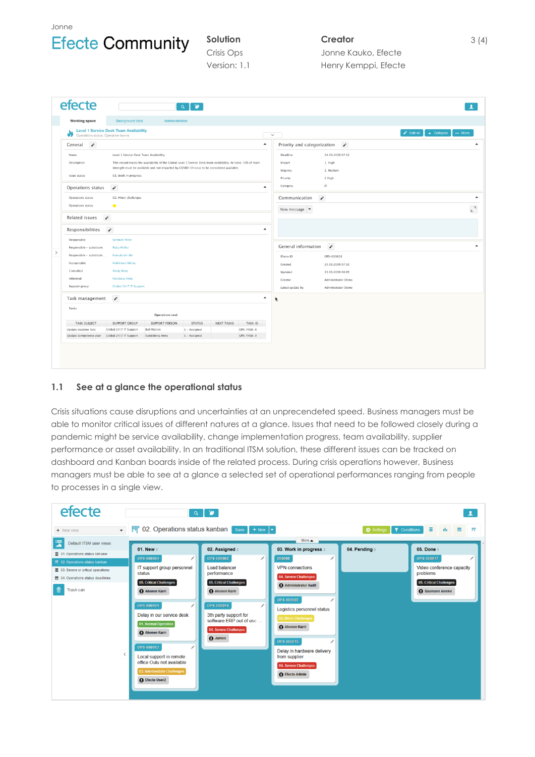## 1.1 See at a glance the operational status

Crisis situations cause disruptions and uncertainties at an unprecedented speed. Business managers must be able to monitor critical issues of different natures at a glance. Issues that need to be followed closely during a pandemic might be service availability, change implementation progress, team availability, supplier performance or asset availability. In an traditional ITSM solution, these different issues can be tracked on dashboard and Kanban boards inside of the related process. During crisis operations however, Business managers must be able to see at a glance a selected set of operational performances ranging from people to processes in a single view.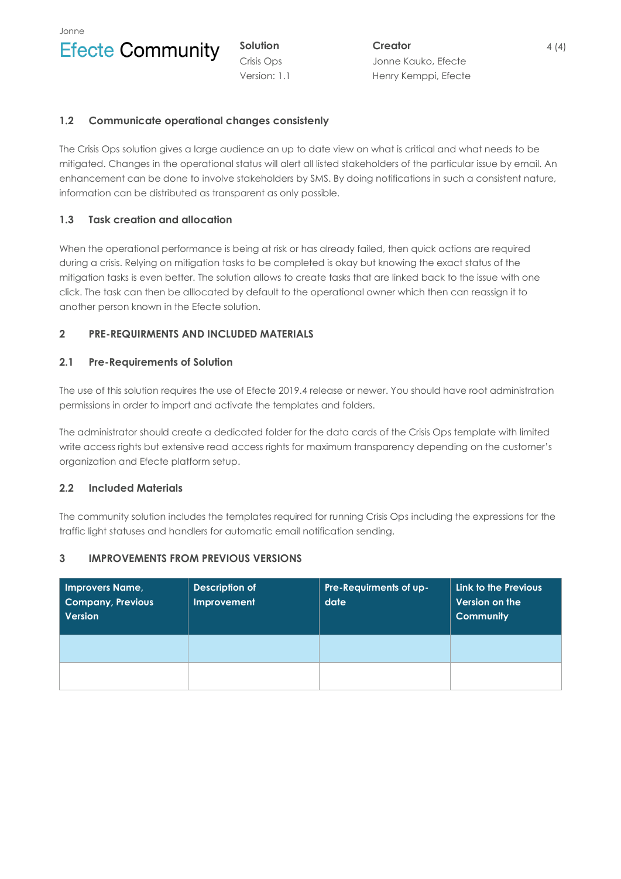### 1.2 Communicate operational changes consistenly

The Crisis Ops solution gives a large audience an up to date view on what is critical and what needs to be mitigated. Changes in the operational status will alert all listed stakeholders of the particular issue by email. An enhancement can be done to involve stakeholders by SMS. By doing notifications in such a consistent nature, information can be distributed as transparent as only possible.

### 1.3 Task creation and allocation

When the operational performance is being at risk or has already failed, then quick actions are required during a crisis. Relying on mitigation tasks to be completed is okay but knowing the exact status of the mitigation tasks is even better. The solution allows to create tasks that are linked back to the issue with one click. The task can then be alllocated by default to the operational owner which then can reassign it to another person known in the Efecte solution.

## 2 PRE-REQUIRMENTS AND INCLUDED MATERIALS

### 2.1 Pre-Requirements of Solution

The use of this solution requires the use of Efecte 2019.4 release or newer. You should have root administration permissions in order to import and activate the templates and folders.

The administrator should create a dedicated folder for the data cards of the Crisis Ops template with limited write access rights but extensive read access rights for maximum transparency depending on the customer's organization and Efecte platform setup.

### 2.2 Included Materials

The community solution includes the templates required for running Crisis Ops including the expressions for the traffic light statuses and handlers for automatic email notification sending.

## 3 IMPROVEMENTS FROM PREVIOUS VERSIONS

| Improvers Name, Company, Previous Version | Description of Improvement | Pre-Requirments of up-date | Link to the Previous Version on the Community |
|---|---|---|---|
| | | | |
| | | | |